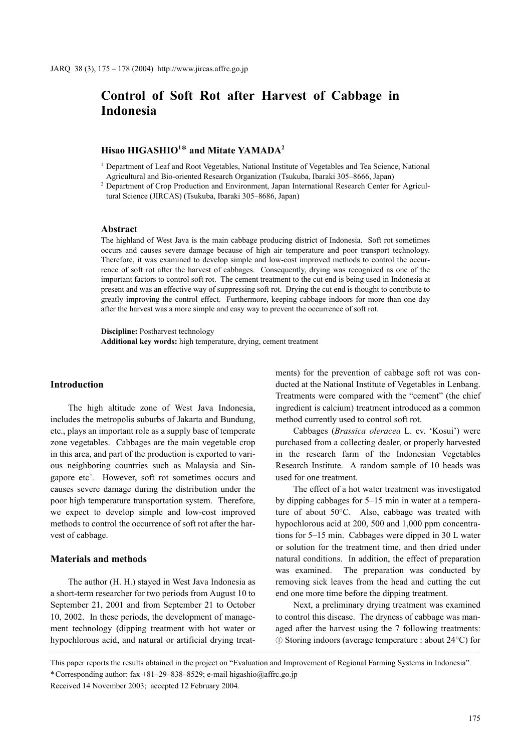# Control of Soft Rot after Harvest of Cabbage in Indonesia

**Hisao HIGASHIO[1]* and Mitate YAMADA[2]**

[1] Department of Leaf and Root Vegetables, National Institute of Vegetables and Tea Science, National Agricultural and Bio-oriented Research Organization (Tsukuba, Ibaraki 305–8666, Japan)

[2] Department of Crop Production and Environment, Japan International Research Center for Agricultural Science (JIRCAS) (Tsukuba, Ibaraki 305–8686, Japan)

## Abstract

The highland of West Java is the main cabbage producing district of Indonesia. Soft rot sometimes occurs and causes severe damage because of high air temperature and poor transport technology. Therefore, it was examined to develop simple and low-cost improved methods to control the occurrence of soft rot after the harvest of cabbages. Consequently, drying was recognized as one of the important factors to control soft rot. The cement treatment to the cut end is being used in Indonesia at present and was an effective way of suppressing soft rot. Drying the cut end is thought to contribute to greatly improving the control effect. Furthermore, keeping cabbage indoors for more than one day after the harvest was a more simple and easy way to prevent the occurrence of soft rot.

**Discipline:** Postharvest technology
**Additional key words:** high temperature, drying, cement treatment

## Introduction

The high altitude zone of West Java Indonesia, includes the metropolis suburbs of Jakarta and Bundung, etc., plays an important role as a supply base of temperate zone vegetables. Cabbages are the main vegetable crop in this area, and part of the production is exported to various neighboring countries such as Malaysia and Singapore etc[5]. However, soft rot sometimes occurs and causes severe damage during the distribution under the poor high temperature transportation system. Therefore, we expect to develop simple and low-cost improved methods to control the occurrence of soft rot after the harvest of cabbage.

## Materials and methods

The author (H. H.) stayed in West Java Indonesia as a short-term researcher for two periods from August 10 to September 21, 2001 and from September 21 to October 10, 2002. In these periods, the development of management technology (dipping treatment with hot water or hypochlorous acid, and natural or artificial drying treatments) for the prevention of cabbage soft rot was conducted at the National Institute of Vegetables in Lenbang. Treatments were compared with the "cement" (the chief ingredient is calcium) treatment introduced as a common method currently used to control soft rot.

Cabbages (*Brassica oleracea* L. cv. 'Kosui') were purchased from a collecting dealer, or properly harvested in the research farm of the Indonesian Vegetables Research Institute. A random sample of 10 heads was used for one treatment.

The effect of a hot water treatment was investigated by dipping cabbages for 5–15 min in water at a temperature of about 50°C. Also, cabbage was treated with hypochlorous acid at 200, 500 and 1,000 ppm concentrations for 5–15 min. Cabbages were dipped in 30 L water or solution for the treatment time, and then dried under natural conditions. In addition, the effect of preparation was examined. The preparation was conducted by removing sick leaves from the head and cutting the cut end one more time before the dipping treatment.

Next, a preliminary drying treatment was examined to control this disease. The dryness of cabbage was managed after the harvest using the 7 following treatments: ① Storing indoors (average temperature : about 24°C) for

---

This paper reports the results obtained in the project on "Evaluation and Improvement of Regional Farming Systems in Indonesia".

* Corresponding author: fax +81–29–838–8529; e-mail higashio@affrc.go.jp

Received 14 November 2003; accepted 12 February 2004.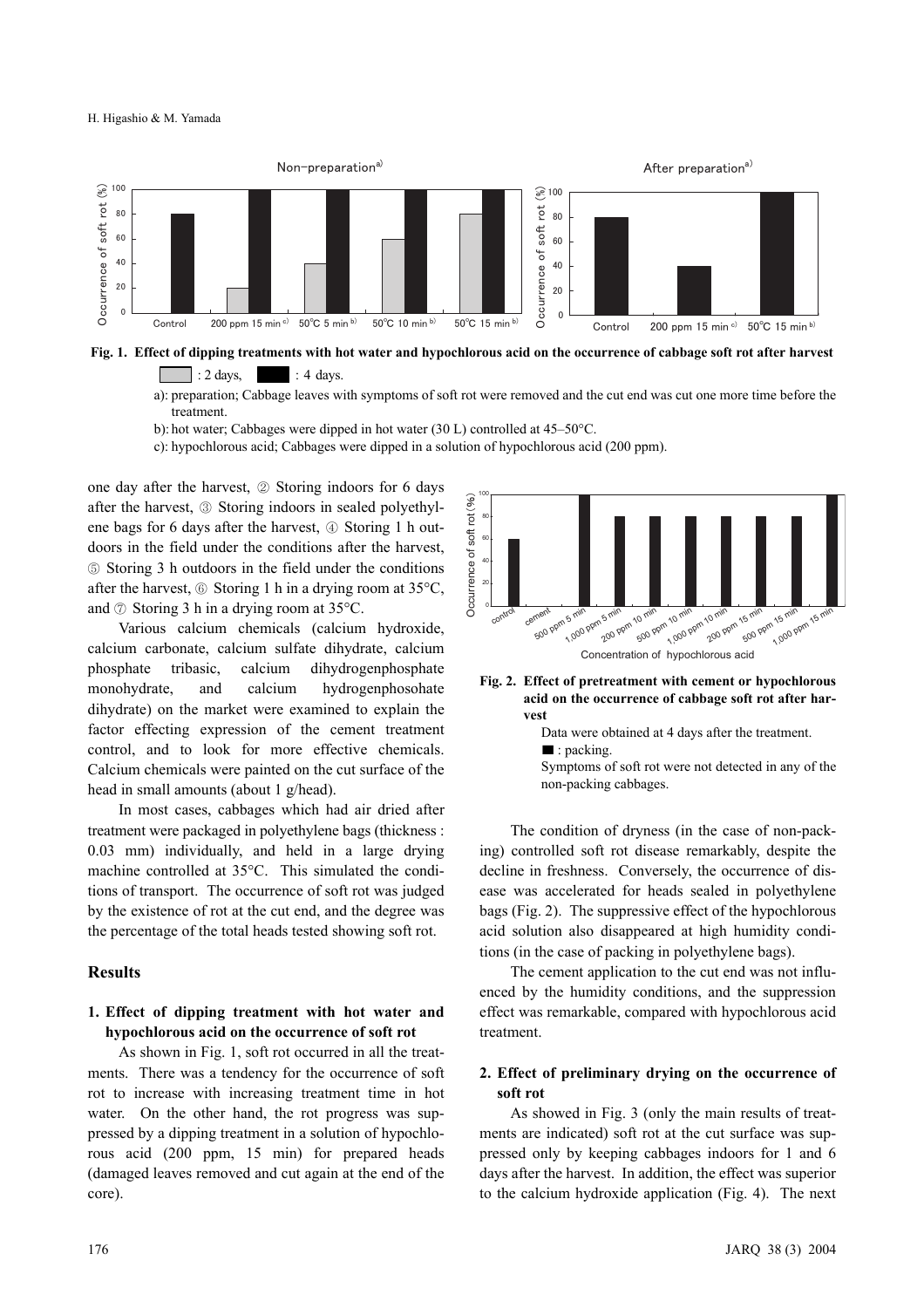Fig. 1. Effect of dipping treatments with hot water and hypochlorous acid on the occurrence of cabbage soft rot after harvest

□ : 2 days, ■ : 4 days.

a): preparation; Cabbage leaves with symptoms of soft rot were removed and the cut end was cut one more time before the treatment.

b): hot water; Cabbages were dipped in hot water (30 L) controlled at 45–50°C.

c): hypochlorous acid; Cabbages were dipped in a solution of hypochlorous acid (200 ppm).

one day after the harvest, ② Storing indoors for 6 days after the harvest, ③ Storing indoors in sealed polyethylene bags for 6 days after the harvest, ④ Storing 1 h outdoors in the field under the conditions after the harvest, ⑤ Storing 3 h outdoors in the field under the conditions after the harvest, ⑥ Storing 1 h in a drying room at 35°C, and ⑦ Storing 3 h in a drying room at 35°C.

Various calcium chemicals (calcium hydroxide, calcium carbonate, calcium sulfate dihydrate, calcium phosphate tribasic, calcium dihydrogenphosphate monohydrate, and calcium hydrogenphosohate dihydrate) on the market were examined to explain the factor effecting expression of the cement treatment control, and to look for more effective chemicals. Calcium chemicals were painted on the cut surface of the head in small amounts (about 1 g/head).

In most cases, cabbages which had air dried after treatment were packaged in polyethylene bags (thickness : 0.03 mm) individually, and held in a large drying machine controlled at 35°C. This simulated the conditions of transport. The occurrence of soft rot was judged by the existence of rot at the cut end, and the degree was the percentage of the total heads tested showing soft rot.

## Results

### 1. Effect of dipping treatment with hot water and hypochlorous acid on the occurrence of soft rot

As shown in Fig. 1, soft rot occurred in all the treatments. There was a tendency for the occurrence of soft rot to increase with increasing treatment time in hot water. On the other hand, the rot progress was suppressed by a dipping treatment in a solution of hypochlorous acid (200 ppm, 15 min) for prepared heads (damaged leaves removed and cut again at the end of the core).

Fig. 2. Effect of pretreatment with cement or hypochlorous acid on the occurrence of cabbage soft rot after harvest

Data were obtained at 4 days after the treatment.

■ : packing.

Symptoms of soft rot were not detected in any of the non-packing cabbages.

The condition of dryness (in the case of non-packing) controlled soft rot disease remarkably, despite the decline in freshness. Conversely, the occurrence of disease was accelerated for heads sealed in polyethylene bags (Fig. 2). The suppressive effect of the hypochlorous acid solution also disappeared at high humidity conditions (in the case of packing in polyethylene bags).

The cement application to the cut end was not influenced by the humidity conditions, and the suppression effect was remarkable, compared with hypochlorous acid treatment.

### 2. Effect of preliminary drying on the occurrence of soft rot

As showed in Fig. 3 (only the main results of treatments are indicated) soft rot at the cut surface was suppressed only by keeping cabbages indoors for 1 and 6 days after the harvest. In addition, the effect was superior to the calcium hydroxide application (Fig. 4). The next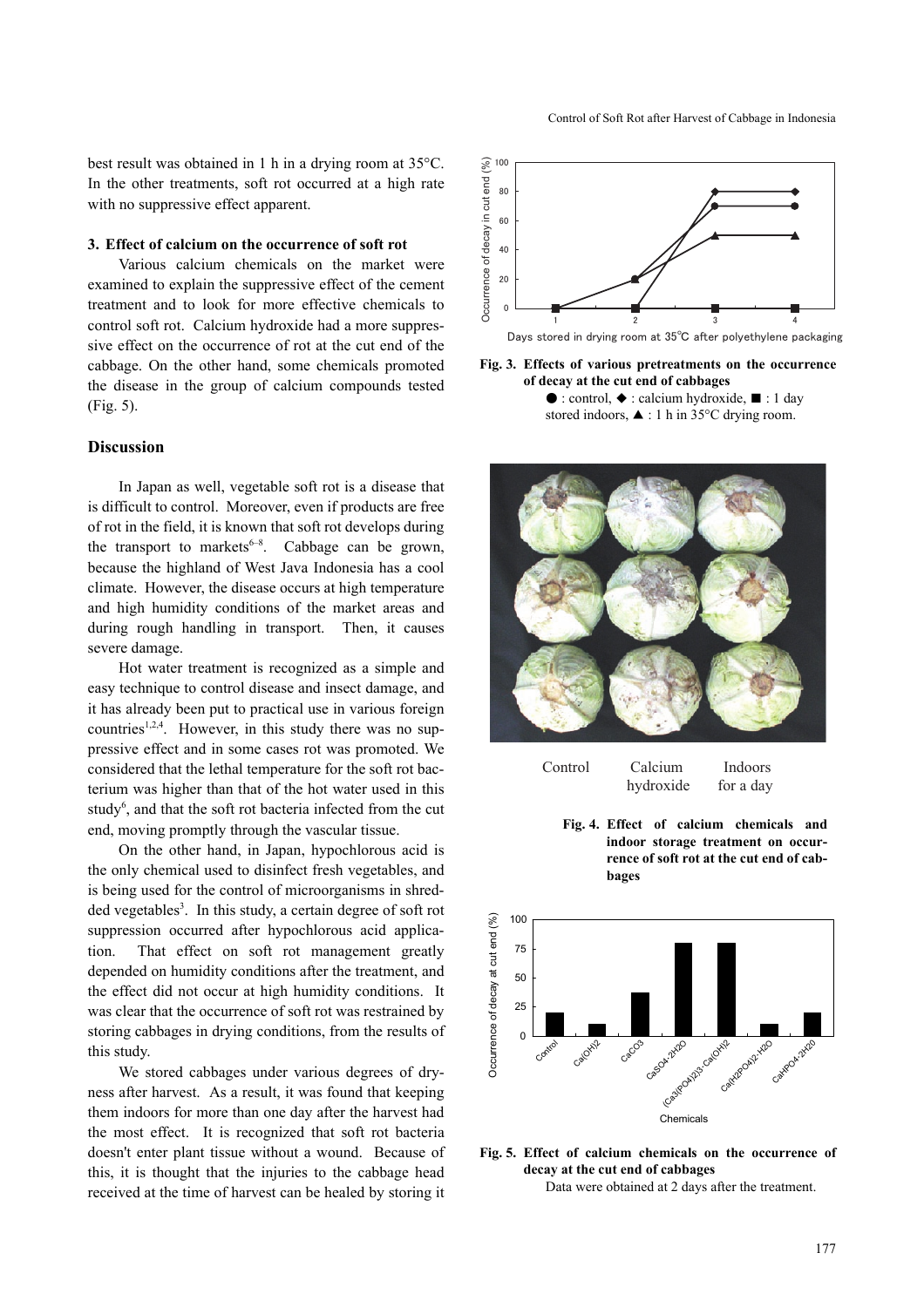best result was obtained in 1 h in a drying room at 35°C. In the other treatments, soft rot occurred at a high rate with no suppressive effect apparent.

### 3. Effect of calcium on the occurrence of soft rot

Various calcium chemicals on the market were examined to explain the suppressive effect of the cement treatment and to look for more effective chemicals to control soft rot. Calcium hydroxide had a more suppressive effect on the occurrence of rot at the cut end of the cabbage. On the other hand, some chemicals promoted the disease in the group of calcium compounds tested (Fig. 5).

## Discussion

In Japan as well, vegetable soft rot is a disease that is difficult to control. Moreover, even if products are free of rot in the field, it is known that soft rot develops during the transport to markets[6–8]. Cabbage can be grown, because the highland of West Java Indonesia has a cool climate. However, the disease occurs at high temperature and high humidity conditions of the market areas and during rough handling in transport. Then, it causes severe damage.

Hot water treatment is recognized as a simple and easy technique to control disease and insect damage, and it has already been put to practical use in various foreign countries[1,2,4]. However, in this study there was no suppressive effect and in some cases rot was promoted. We considered that the lethal temperature for the soft rot bacterium was higher than that of the hot water used in this study[6], and that the soft rot bacteria infected from the cut end, moving promptly through the vascular tissue.

On the other hand, in Japan, hypochlorous acid is the only chemical used to disinfect fresh vegetables, and is being used for the control of microorganisms in shredded vegetables[3]. In this study, a certain degree of soft rot suppression occurred after hypochlorous acid application. That effect on soft rot management greatly depended on humidity conditions after the treatment, and the effect did not occur at high humidity conditions. It was clear that the occurrence of soft rot was restrained by storing cabbages in drying conditions, from the results of this study.

We stored cabbages under various degrees of dryness after harvest. As a result, it was found that keeping them indoors for more than one day after the harvest had the most effect. It is recognized that soft rot bacteria doesn't enter plant tissue without a wound. Because of this, it is thought that the injuries to the cabbage head received at the time of harvest can be healed by storing it

**Fig. 3. Effects of various pretreatments on the occurrence of decay at the cut end of cabbages**
●: control, ◆: calcium hydroxide, ■: 1 day stored indoors, ▲: 1 h in 35°C drying room.

Control — Calcium hydroxide — Indoors for a day

**Fig. 4. Effect of calcium chemicals and indoor storage treatment on occurrence of soft rot at the cut end of cabbages**

**Fig. 5. Effect of calcium chemicals on the occurrence of decay at the cut end of cabbages**
Data were obtained at 2 days after the treatment.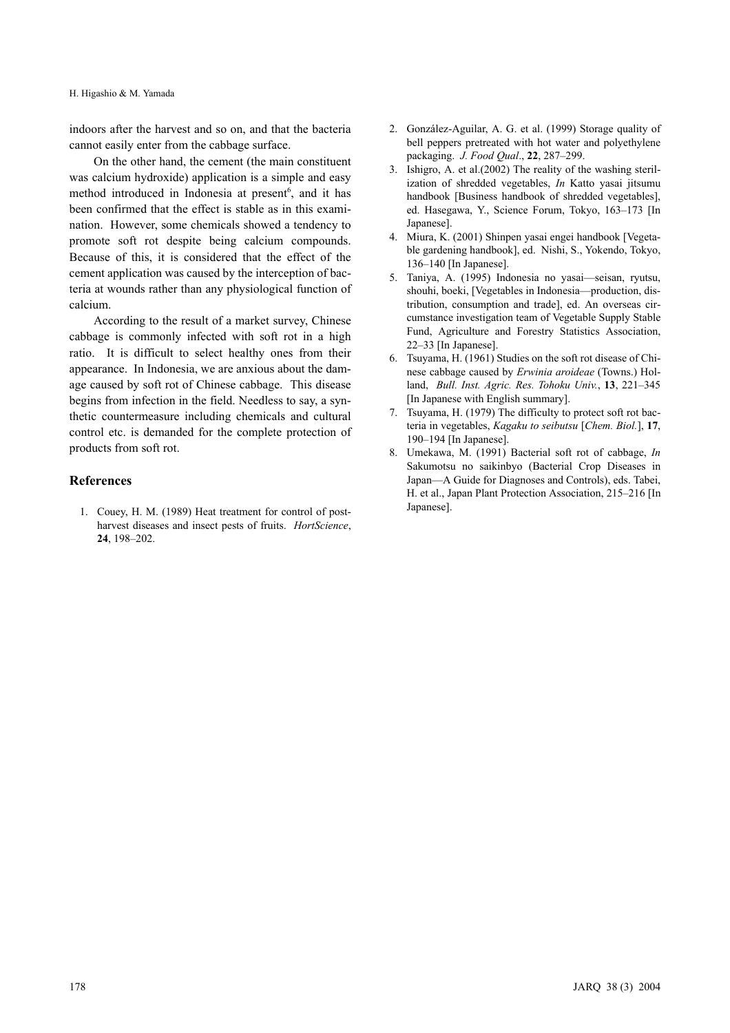indoors after the harvest and so on, and that the bacteria cannot easily enter from the cabbage surface.

On the other hand, the cement (the main constituent was calcium hydroxide) application is a simple and easy method introduced in Indonesia at present[6], and it has been confirmed that the effect is stable as in this examination. However, some chemicals showed a tendency to promote soft rot despite being calcium compounds. Because of this, it is considered that the effect of the cement application was caused by the interception of bacteria at wounds rather than any physiological function of calcium.

According to the result of a market survey, Chinese cabbage is commonly infected with soft rot in a high ratio. It is difficult to select healthy ones from their appearance. In Indonesia, we are anxious about the damage caused by soft rot of Chinese cabbage. This disease begins from infection in the field. Needless to say, a synthetic countermeasure including chemicals and cultural control etc. is demanded for the complete protection of products from soft rot.

## References

1. Couey, H. M. (1989) Heat treatment for control of postharvest diseases and insect pests of fruits. *HortScience*, **24**, 198–202.
2. González-Aguilar, A. G. et al. (1999) Storage quality of bell peppers pretreated with hot water and polyethylene packaging. *J. Food Qual*., **22**, 287–299.
3. Ishigro, A. et al.(2002) The reality of the washing sterilization of shredded vegetables, *In* Katto yasai jitsumu handbook [Business handbook of shredded vegetables], ed. Hasegawa, Y., Science Forum, Tokyo, 163–173 [In Japanese].
4. Miura, K. (2001) Shinpen yasai engei handbook [Vegetable gardening handbook], ed. Nishi, S., Yokendo, Tokyo, 136–140 [In Japanese].
5. Taniya, A. (1995) Indonesia no yasai—seisan, ryutsu, shouhi, boeki, [Vegetables in Indonesia—production, distribution, consumption and trade], ed. An overseas circumstance investigation team of Vegetable Supply Stable Fund, Agriculture and Forestry Statistics Association, 22–33 [In Japanese].
6. Tsuyama, H. (1961) Studies on the soft rot disease of Chinese cabbage caused by *Erwinia aroideae* (Towns.) Holland, *Bull. Inst. Agric. Res. Tohoku Univ.*, **13**, 221–345 [In Japanese with English summary].
7. Tsuyama, H. (1979) The difficulty to protect soft rot bacteria in vegetables, *Kagaku to seibutsu* [*Chem. Biol.*], **17**, 190–194 [In Japanese].
8. Umekawa, M. (1991) Bacterial soft rot of cabbage, *In* Sakumotsu no saikinbyo (Bacterial Crop Diseases in Japan—A Guide for Diagnoses and Controls), eds. Tabei, H. et al., Japan Plant Protection Association, 215–216 [In Japanese].